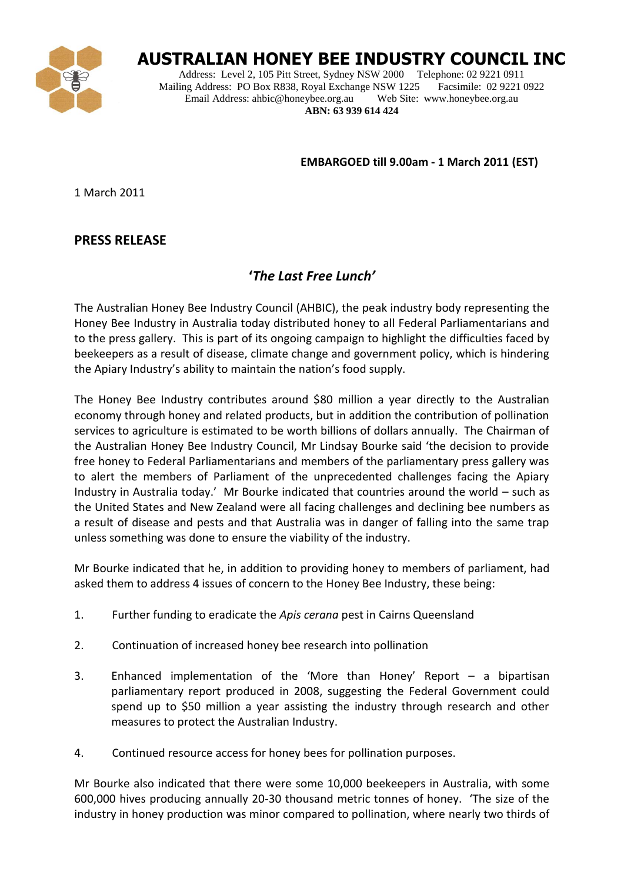# AUSTRALIAN HONEY BEE INDUSTRY COUNCIL INC

Address: Level 2, 105 Pitt Street, Sydney NSW 2000 Telephone: 02 9221 0911
Mailing Address: PO Box R838, Royal Exchange NSW 1225 Facsimile: 02 9221 0922
Email Address: ahbic@honeybee.org.au Web Site: www.honeybee.org.au
**ABN: 63 939 614 424**

**EMBARGOED till 9.00am - 1 March 2011 (EST)**

1 March 2011

## PRESS RELEASE

## *'The Last Free Lunch'*

The Australian Honey Bee Industry Council (AHBIC), the peak industry body representing the Honey Bee Industry in Australia today distributed honey to all Federal Parliamentarians and to the press gallery. This is part of its ongoing campaign to highlight the difficulties faced by beekeepers as a result of disease, climate change and government policy, which is hindering the Apiary Industry's ability to maintain the nation's food supply.

The Honey Bee Industry contributes around $80 million a year directly to the Australian economy through honey and related products, but in addition the contribution of pollination services to agriculture is estimated to be worth billions of dollars annually. The Chairman of the Australian Honey Bee Industry Council, Mr Lindsay Bourke said 'the decision to provide free honey to Federal Parliamentarians and members of the parliamentary press gallery was to alert the members of Parliament of the unprecedented challenges facing the Apiary Industry in Australia today.' Mr Bourke indicated that countries around the world – such as the United States and New Zealand were all facing challenges and declining bee numbers as a result of disease and pests and that Australia was in danger of falling into the same trap unless something was done to ensure the viability of the industry.

Mr Bourke indicated that he, in addition to providing honey to members of parliament, had asked them to address 4 issues of concern to the Honey Bee Industry, these being:

1. Further funding to eradicate the *Apis cerana* pest in Cairns Queensland
2. Continuation of increased honey bee research into pollination
3. Enhanced implementation of the 'More than Honey' Report – a bipartisan parliamentary report produced in 2008, suggesting the Federal Government could spend up to $50 million a year assisting the industry through research and other measures to protect the Australian Industry.
4. Continued resource access for honey bees for pollination purposes.

Mr Bourke also indicated that there were some 10,000 beekeepers in Australia, with some 600,000 hives producing annually 20-30 thousand metric tonnes of honey. 'The size of the industry in honey production was minor compared to pollination, where nearly two thirds of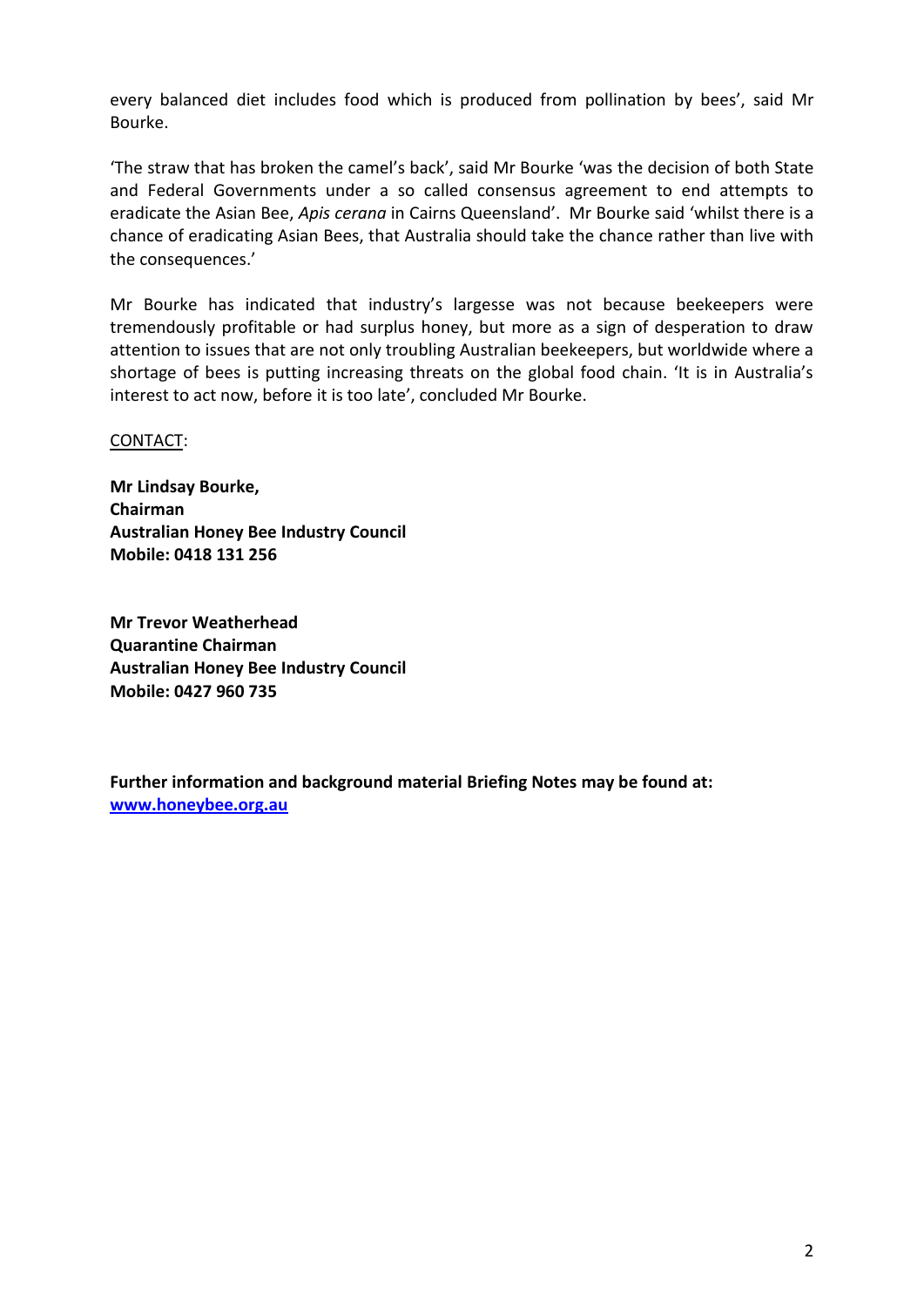every balanced diet includes food which is produced from pollination by bees', said Mr Bourke.

'The straw that has broken the camel's back', said Mr Bourke 'was the decision of both State and Federal Governments under a so called consensus agreement to end attempts to eradicate the Asian Bee, *Apis cerana* in Cairns Queensland'. Mr Bourke said 'whilst there is a chance of eradicating Asian Bees, that Australia should take the chance rather than live with the consequences.'

Mr Bourke has indicated that industry's largesse was not because beekeepers were tremendously profitable or had surplus honey, but more as a sign of desperation to draw attention to issues that are not only troubling Australian beekeepers, but worldwide where a shortage of bees is putting increasing threats on the global food chain. 'It is in Australia's interest to act now, before it is too late', concluded Mr Bourke.

CONTACT:

**Mr Lindsay Bourke,**
**Chairman**
**Australian Honey Bee Industry Council**
**Mobile: 0418 131 256**

**Mr Trevor Weatherhead**
**Quarantine Chairman**
**Australian Honey Bee Industry Council**
**Mobile: 0427 960 735**

**Further information and background material Briefing Notes may be found at:**
**[www.honeybee.org.au](http://www.honeybee.org.au)**